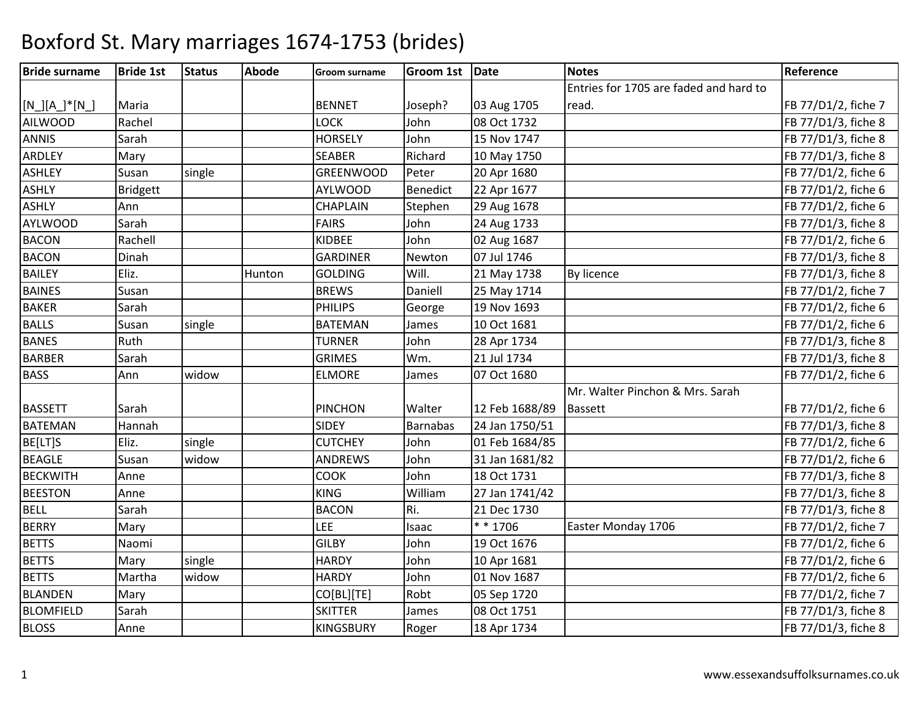# Boxford St. Mary marriages 1674-1753 (brides)

| Bride surname | Bride 1st | Status | Abode | Groom surname | Groom 1st | Date | Notes | Reference |
|---|---|---|---|---|---|---|---|---|
| [N_][A_]*[N_] | Maria | | | BENNET | Joseph? | 03 Aug 1705 | Entries for 1705 are faded and hard to read. | FB 77/D1/2, fiche 7 |
| AILWOOD | Rachel | | | LOCK | John | 08 Oct 1732 | | FB 77/D1/3, fiche 8 |
| ANNIS | Sarah | | | HORSELY | John | 15 Nov 1747 | | FB 77/D1/3, fiche 8 |
| ARDLEY | Mary | | | SEABER | Richard | 10 May 1750 | | FB 77/D1/3, fiche 8 |
| ASHLEY | Susan | single | | GREENWOOD | Peter | 20 Apr 1680 | | FB 77/D1/2, fiche 6 |
| ASHLY | Bridgett | | | AYLWOOD | Benedict | 22 Apr 1677 | | FB 77/D1/2, fiche 6 |
| ASHLY | Ann | | | CHAPLAIN | Stephen | 29 Aug 1678 | | FB 77/D1/2, fiche 6 |
| AYLWOOD | Sarah | | | FAIRS | John | 24 Aug 1733 | | FB 77/D1/3, fiche 8 |
| BACON | Rachell | | | KIDBEE | John | 02 Aug 1687 | | FB 77/D1/2, fiche 6 |
| BACON | Dinah | | | GARDINER | Newton | 07 Jul 1746 | | FB 77/D1/3, fiche 8 |
| BAILEY | Eliz. | | Hunton | GOLDING | Will. | 21 May 1738 | By licence | FB 77/D1/3, fiche 8 |
| BAINES | Susan | | | BREWS | Daniell | 25 May 1714 | | FB 77/D1/2, fiche 7 |
| BAKER | Sarah | | | PHILIPS | George | 19 Nov 1693 | | FB 77/D1/2, fiche 6 |
| BALLS | Susan | single | | BATEMAN | James | 10 Oct 1681 | | FB 77/D1/2, fiche 6 |
| BANES | Ruth | | | TURNER | John | 28 Apr 1734 | | FB 77/D1/3, fiche 8 |
| BARBER | Sarah | | | GRIMES | Wm. | 21 Jul 1734 | | FB 77/D1/3, fiche 8 |
| BASS | Ann | widow | | ELMORE | James | 07 Oct 1680 | | FB 77/D1/2, fiche 6 |
| BASSETT | Sarah | | | PINCHON | Walter | 12 Feb 1688/89 | Mr. Walter Pinchon & Mrs. Sarah Bassett | FB 77/D1/2, fiche 6 |
| BATEMAN | Hannah | | | SIDEY | Barnabas | 24 Jan 1750/51 | | FB 77/D1/3, fiche 8 |
| BE[LT]S | Eliz. | single | | CUTCHEY | John | 01 Feb 1684/85 | | FB 77/D1/2, fiche 6 |
| BEAGLE | Susan | widow | | ANDREWS | John | 31 Jan 1681/82 | | FB 77/D1/2, fiche 6 |
| BECKWITH | Anne | | | COOK | John | 18 Oct 1731 | | FB 77/D1/3, fiche 8 |
| BEESTON | Anne | | | KING | William | 27 Jan 1741/42 | | FB 77/D1/3, fiche 8 |
| BELL | Sarah | | | BACON | Ri. | 21 Dec 1730 | | FB 77/D1/3, fiche 8 |
| BERRY | Mary | | | LEE | Isaac | * * 1706 | Easter Monday 1706 | FB 77/D1/2, fiche 7 |
| BETTS | Naomi | | | GILBY | John | 19 Oct 1676 | | FB 77/D1/2, fiche 6 |
| BETTS | Mary | single | | HARDY | John | 10 Apr 1681 | | FB 77/D1/2, fiche 6 |
| BETTS | Martha | widow | | HARDY | John | 01 Nov 1687 | | FB 77/D1/2, fiche 6 |
| BLANDEN | Mary | | | CO[BL][TE] | Robt | 05 Sep 1720 | | FB 77/D1/2, fiche 7 |
| BLOMFIELD | Sarah | | | SKITTER | James | 08 Oct 1751 | | FB 77/D1/3, fiche 8 |
| BLOSS | Anne | | | KINGSBURY | Roger | 18 Apr 1734 | | FB 77/D1/3, fiche 8 |

www.essexandsuffolksurnames.co.uk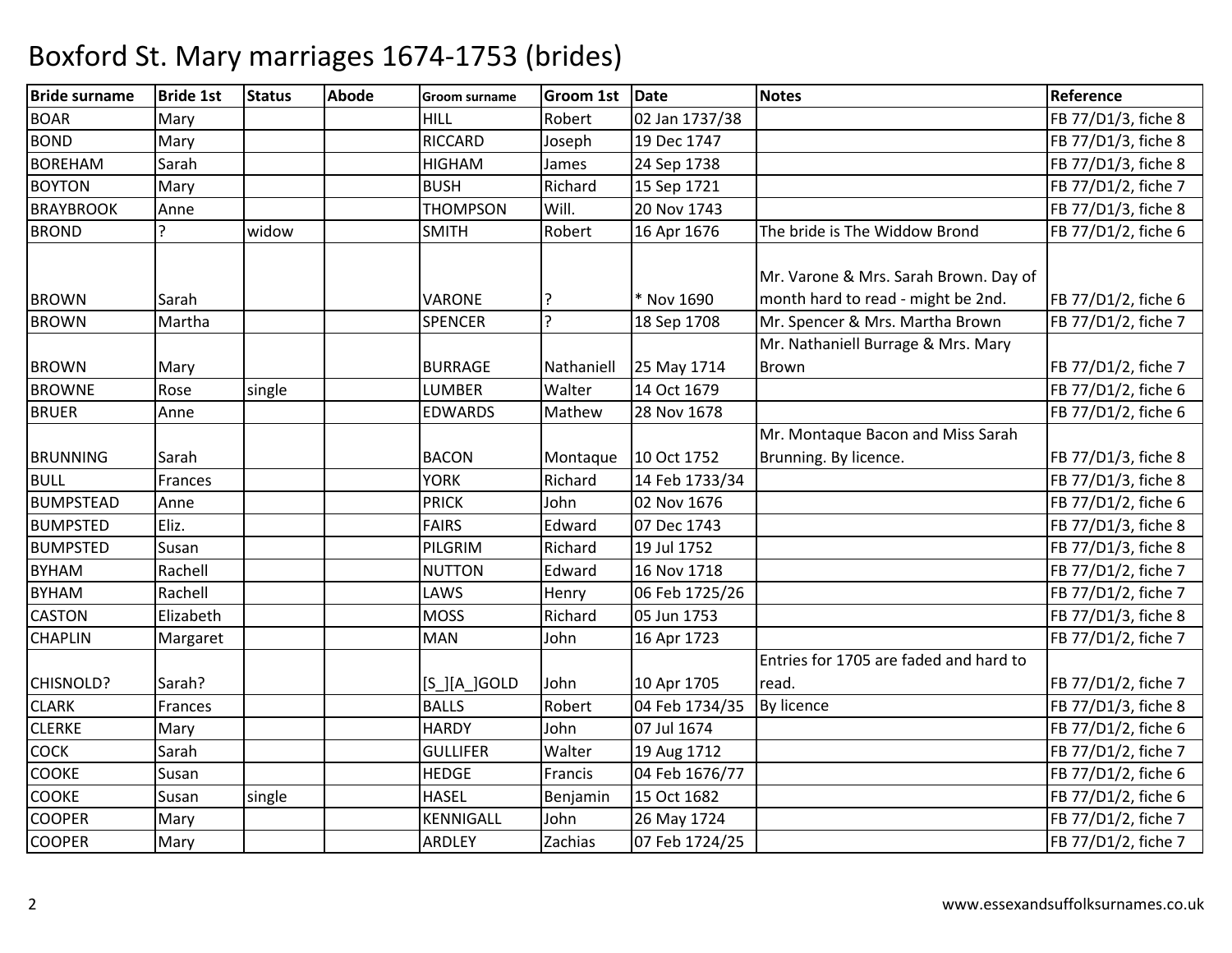# Boxford St. Mary marriages 1674-1753 (brides)

| Bride surname | Bride 1st | Status | Abode | Groom surname | Groom 1st | Date | Notes | Reference |
|---|---|---|---|---|---|---|---|---|
| BOAR | Mary | | | HILL | Robert | 02 Jan 1737/38 | | FB 77/D1/3, fiche 8 |
| BOND | Mary | | | RICCARD | Joseph | 19 Dec 1747 | | FB 77/D1/3, fiche 8 |
| BOREHAM | Sarah | | | HIGHAM | James | 24 Sep 1738 | | FB 77/D1/3, fiche 8 |
| BOYTON | Mary | | | BUSH | Richard | 15 Sep 1721 | | FB 77/D1/2, fiche 7 |
| BRAYBROOK | Anne | | | THOMPSON | Will. | 20 Nov 1743 | | FB 77/D1/3, fiche 8 |
| BROND | ? | widow | | SMITH | Robert | 16 Apr 1676 | The bride is The Widdow Brond | FB 77/D1/2, fiche 6 |
| BROWN | Sarah | | | VARONE | ? | * Nov 1690 | Mr. Varone & Mrs. Sarah Brown. Day of month hard to read - might be 2nd. | FB 77/D1/2, fiche 6 |
| BROWN | Martha | | | SPENCER | ? | 18 Sep 1708 | Mr. Spencer & Mrs. Martha Brown | FB 77/D1/2, fiche 7 |
| BROWN | Mary | | | BURRAGE | Nathaniell | 25 May 1714 | Mr. Nathaniell Burrage & Mrs. Mary Brown | FB 77/D1/2, fiche 7 |
| BROWNE | Rose | single | | LUMBER | Walter | 14 Oct 1679 | | FB 77/D1/2, fiche 6 |
| BRUER | Anne | | | EDWARDS | Mathew | 28 Nov 1678 | | FB 77/D1/2, fiche 6 |
| BRUNNING | Sarah | | | BACON | Montaque | 10 Oct 1752 | Mr. Montaque Bacon and Miss Sarah Brunning. By licence. | FB 77/D1/3, fiche 8 |
| BULL | Frances | | | YORK | Richard | 14 Feb 1733/34 | | FB 77/D1/3, fiche 8 |
| BUMPSTEAD | Anne | | | PRICK | John | 02 Nov 1676 | | FB 77/D1/2, fiche 6 |
| BUMPSTED | Eliz. | | | FAIRS | Edward | 07 Dec 1743 | | FB 77/D1/3, fiche 8 |
| BUMPSTED | Susan | | | PILGRIM | Richard | 19 Jul 1752 | | FB 77/D1/3, fiche 8 |
| BYHAM | Rachell | | | NUTTON | Edward | 16 Nov 1718 | | FB 77/D1/2, fiche 7 |
| BYHAM | Rachell | | | LAWS | Henry | 06 Feb 1725/26 | | FB 77/D1/2, fiche 7 |
| CASTON | Elizabeth | | | MOSS | Richard | 05 Jun 1753 | | FB 77/D1/3, fiche 8 |
| CHAPLIN | Margaret | | | MAN | John | 16 Apr 1723 | | FB 77/D1/2, fiche 7 |
| CHISNOLD? | Sarah? | | | [S_][A_]GOLD | John | 10 Apr 1705 | Entries for 1705 are faded and hard to read. | FB 77/D1/2, fiche 7 |
| CLARK | Frances | | | BALLS | Robert | 04 Feb 1734/35 | By licence | FB 77/D1/3, fiche 8 |
| CLERKE | Mary | | | HARDY | John | 07 Jul 1674 | | FB 77/D1/2, fiche 6 |
| COCK | Sarah | | | GULLIFER | Walter | 19 Aug 1712 | | FB 77/D1/2, fiche 7 |
| COOKE | Susan | | | HEDGE | Francis | 04 Feb 1676/77 | | FB 77/D1/2, fiche 6 |
| COOKE | Susan | single | | HASEL | Benjamin | 15 Oct 1682 | | FB 77/D1/2, fiche 6 |
| COOPER | Mary | | | KENNIGALL | John | 26 May 1724 | | FB 77/D1/2, fiche 7 |
| COOPER | Mary | | | ARDLEY | Zachias | 07 Feb 1724/25 | | FB 77/D1/2, fiche 7 |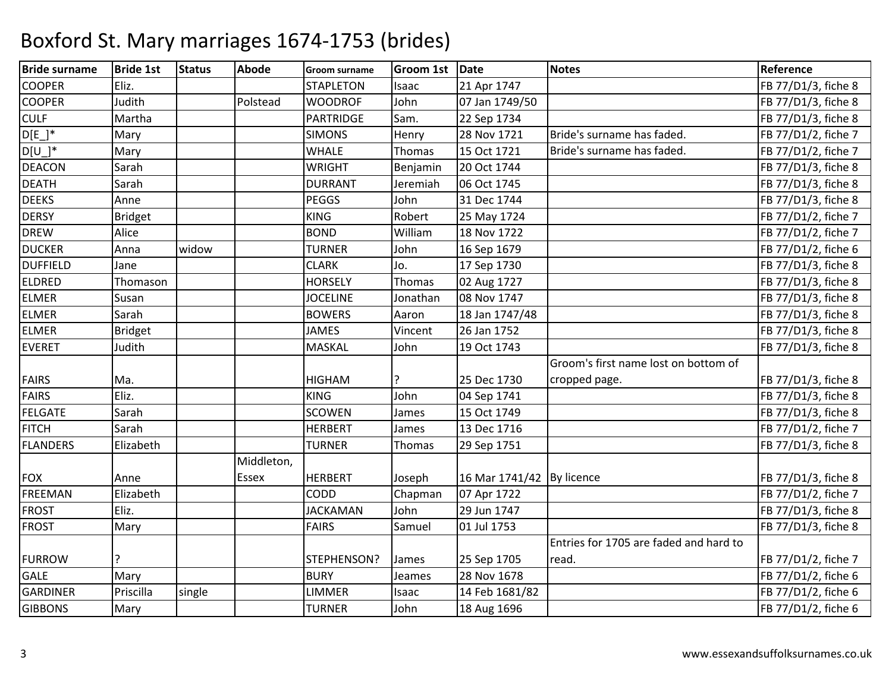# Boxford St. Mary marriages 1674-1753 (brides)

| Bride surname | Bride 1st | Status | Abode | Groom surname | Groom 1st | Date | Notes | Reference |
|---|---|---|---|---|---|---|---|---|
| COOPER | Eliz. | | | STAPLETON | Isaac | 21 Apr 1747 | | FB 77/D1/3, fiche 8 |
| COOPER | Judith | | Polstead | WOODROF | John | 07 Jan 1749/50 | | FB 77/D1/3, fiche 8 |
| CULF | Martha | | | PARTRIDGE | Sam. | 22 Sep 1734 | | FB 77/D1/3, fiche 8 |
| D[E_]* | Mary | | | SIMONS | Henry | 28 Nov 1721 | Bride's surname has faded. | FB 77/D1/2, fiche 7 |
| D[U_]* | Mary | | | WHALE | Thomas | 15 Oct 1721 | Bride's surname has faded. | FB 77/D1/2, fiche 7 |
| DEACON | Sarah | | | WRIGHT | Benjamin | 20 Oct 1744 | | FB 77/D1/3, fiche 8 |
| DEATH | Sarah | | | DURRANT | Jeremiah | 06 Oct 1745 | | FB 77/D1/3, fiche 8 |
| DEEKS | Anne | | | PEGGS | John | 31 Dec 1744 | | FB 77/D1/3, fiche 8 |
| DERSY | Bridget | | | KING | Robert | 25 May 1724 | | FB 77/D1/2, fiche 7 |
| DREW | Alice | | | BOND | William | 18 Nov 1722 | | FB 77/D1/2, fiche 7 |
| DUCKER | Anna | widow | | TURNER | John | 16 Sep 1679 | | FB 77/D1/2, fiche 6 |
| DUFFIELD | Jane | | | CLARK | Jo. | 17 Sep 1730 | | FB 77/D1/3, fiche 8 |
| ELDRED | Thomason | | | HORSELY | Thomas | 02 Aug 1727 | | FB 77/D1/3, fiche 8 |
| ELMER | Susan | | | JOCELINE | Jonathan | 08 Nov 1747 | | FB 77/D1/3, fiche 8 |
| ELMER | Sarah | | | BOWERS | Aaron | 18 Jan 1747/48 | | FB 77/D1/3, fiche 8 |
| ELMER | Bridget | | | JAMES | Vincent | 26 Jan 1752 | | FB 77/D1/3, fiche 8 |
| EVERET | Judith | | | MASKAL | John | 19 Oct 1743 | | FB 77/D1/3, fiche 8 |
| FAIRS | Ma. | | | HIGHAM | ? | 25 Dec 1730 | Groom's first name lost on bottom of cropped page. | FB 77/D1/3, fiche 8 |
| FAIRS | Eliz. | | | KING | John | 04 Sep 1741 | | FB 77/D1/3, fiche 8 |
| FELGATE | Sarah | | | SCOWEN | James | 15 Oct 1749 | | FB 77/D1/3, fiche 8 |
| FITCH | Sarah | | | HERBERT | James | 13 Dec 1716 | | FB 77/D1/2, fiche 7 |
| FLANDERS | Elizabeth | | | TURNER | Thomas | 29 Sep 1751 | | FB 77/D1/3, fiche 8 |
| FOX | Anne | | Middleton, Essex | HERBERT | Joseph | 16 Mar 1741/42 | By licence | FB 77/D1/3, fiche 8 |
| FREEMAN | Elizabeth | | | CODD | Chapman | 07 Apr 1722 | | FB 77/D1/2, fiche 7 |
| FROST | Eliz. | | | JACKAMAN | John | 29 Jun 1747 | | FB 77/D1/3, fiche 8 |
| FROST | Mary | | | FAIRS | Samuel | 01 Jul 1753 | | FB 77/D1/3, fiche 8 |
| FURROW | ? | | | STEPHENSON? | James | 25 Sep 1705 | Entries for 1705 are faded and hard to read. | FB 77/D1/2, fiche 7 |
| GALE | Mary | | | BURY | Jeames | 28 Nov 1678 | | FB 77/D1/2, fiche 6 |
| GARDINER | Priscilla | single | | LIMMER | Isaac | 14 Feb 1681/82 | | FB 77/D1/2, fiche 6 |
| GIBBONS | Mary | | | TURNER | John | 18 Aug 1696 | | FB 77/D1/2, fiche 6 |

www.essexandsuffolksurnames.co.uk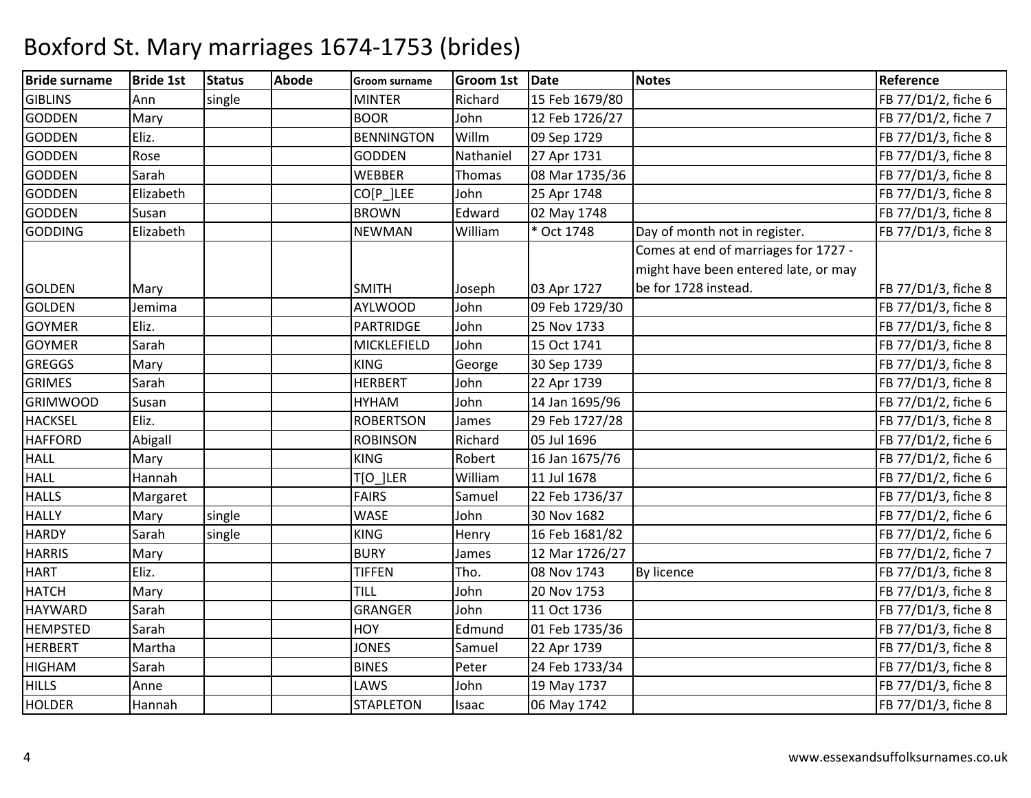# Boxford St. Mary marriages 1674-1753 (brides)

| Bride surname | Bride 1st | Status | Abode | Groom surname | Groom 1st | Date | Notes | Reference |
|---|---|---|---|---|---|---|---|---|
| GIBLINS | Ann | single | | MINTER | Richard | 15 Feb 1679/80 | | FB 77/D1/2, fiche 6 |
| GODDEN | Mary | | | BOOR | John | 12 Feb 1726/27 | | FB 77/D1/2, fiche 7 |
| GODDEN | Eliz. | | | BENNINGTON | Willm | 09 Sep 1729 | | FB 77/D1/3, fiche 8 |
| GODDEN | Rose | | | GODDEN | Nathaniel | 27 Apr 1731 | | FB 77/D1/3, fiche 8 |
| GODDEN | Sarah | | | WEBBER | Thomas | 08 Mar 1735/36 | | FB 77/D1/3, fiche 8 |
| GODDEN | Elizabeth | | | CO[P_]LEE | John | 25 Apr 1748 | | FB 77/D1/3, fiche 8 |
| GODDEN | Susan | | | BROWN | Edward | 02 May 1748 | | FB 77/D1/3, fiche 8 |
| GODDING | Elizabeth | | | NEWMAN | William | * Oct 1748 | Day of month not in register. | FB 77/D1/3, fiche 8 |
| GOLDEN | Mary | | | SMITH | Joseph | 03 Apr 1727 | Comes at end of marriages for 1727 - might have been entered late, or may be for 1728 instead. | FB 77/D1/3, fiche 8 |
| GOLDEN | Jemima | | | AYLWOOD | John | 09 Feb 1729/30 | | FB 77/D1/3, fiche 8 |
| GOYMER | Eliz. | | | PARTRIDGE | John | 25 Nov 1733 | | FB 77/D1/3, fiche 8 |
| GOYMER | Sarah | | | MICKLEFIELD | John | 15 Oct 1741 | | FB 77/D1/3, fiche 8 |
| GREGGS | Mary | | | KING | George | 30 Sep 1739 | | FB 77/D1/3, fiche 8 |
| GRIMES | Sarah | | | HERBERT | John | 22 Apr 1739 | | FB 77/D1/3, fiche 8 |
| GRIMWOOD | Susan | | | HYHAM | John | 14 Jan 1695/96 | | FB 77/D1/2, fiche 6 |
| HACKSEL | Eliz. | | | ROBERTSON | James | 29 Feb 1727/28 | | FB 77/D1/3, fiche 8 |
| HAFFORD | Abigall | | | ROBINSON | Richard | 05 Jul 1696 | | FB 77/D1/2, fiche 6 |
| HALL | Mary | | | KING | Robert | 16 Jan 1675/76 | | FB 77/D1/2, fiche 6 |
| HALL | Hannah | | | T[O_]LER | William | 11 Jul 1678 | | FB 77/D1/2, fiche 6 |
| HALLS | Margaret | | | FAIRS | Samuel | 22 Feb 1736/37 | | FB 77/D1/3, fiche 8 |
| HALLY | Mary | single | | WASE | John | 30 Nov 1682 | | FB 77/D1/2, fiche 6 |
| HARDY | Sarah | single | | KING | Henry | 16 Feb 1681/82 | | FB 77/D1/2, fiche 6 |
| HARRIS | Mary | | | BURY | James | 12 Mar 1726/27 | | FB 77/D1/2, fiche 7 |
| HART | Eliz. | | | TIFFEN | Tho. | 08 Nov 1743 | By licence | FB 77/D1/3, fiche 8 |
| HATCH | Mary | | | TILL | John | 20 Nov 1753 | | FB 77/D1/3, fiche 8 |
| HAYWARD | Sarah | | | GRANGER | John | 11 Oct 1736 | | FB 77/D1/3, fiche 8 |
| HEMPSTED | Sarah | | | HOY | Edmund | 01 Feb 1735/36 | | FB 77/D1/3, fiche 8 |
| HERBERT | Martha | | | JONES | Samuel | 22 Apr 1739 | | FB 77/D1/3, fiche 8 |
| HIGHAM | Sarah | | | BINES | Peter | 24 Feb 1733/34 | | FB 77/D1/3, fiche 8 |
| HILLS | Anne | | | LAWS | John | 19 May 1737 | | FB 77/D1/3, fiche 8 |
| HOLDER | Hannah | | | STAPLETON | Isaac | 06 May 1742 | | FB 77/D1/3, fiche 8 |

www.essexandsuffolksurnames.co.uk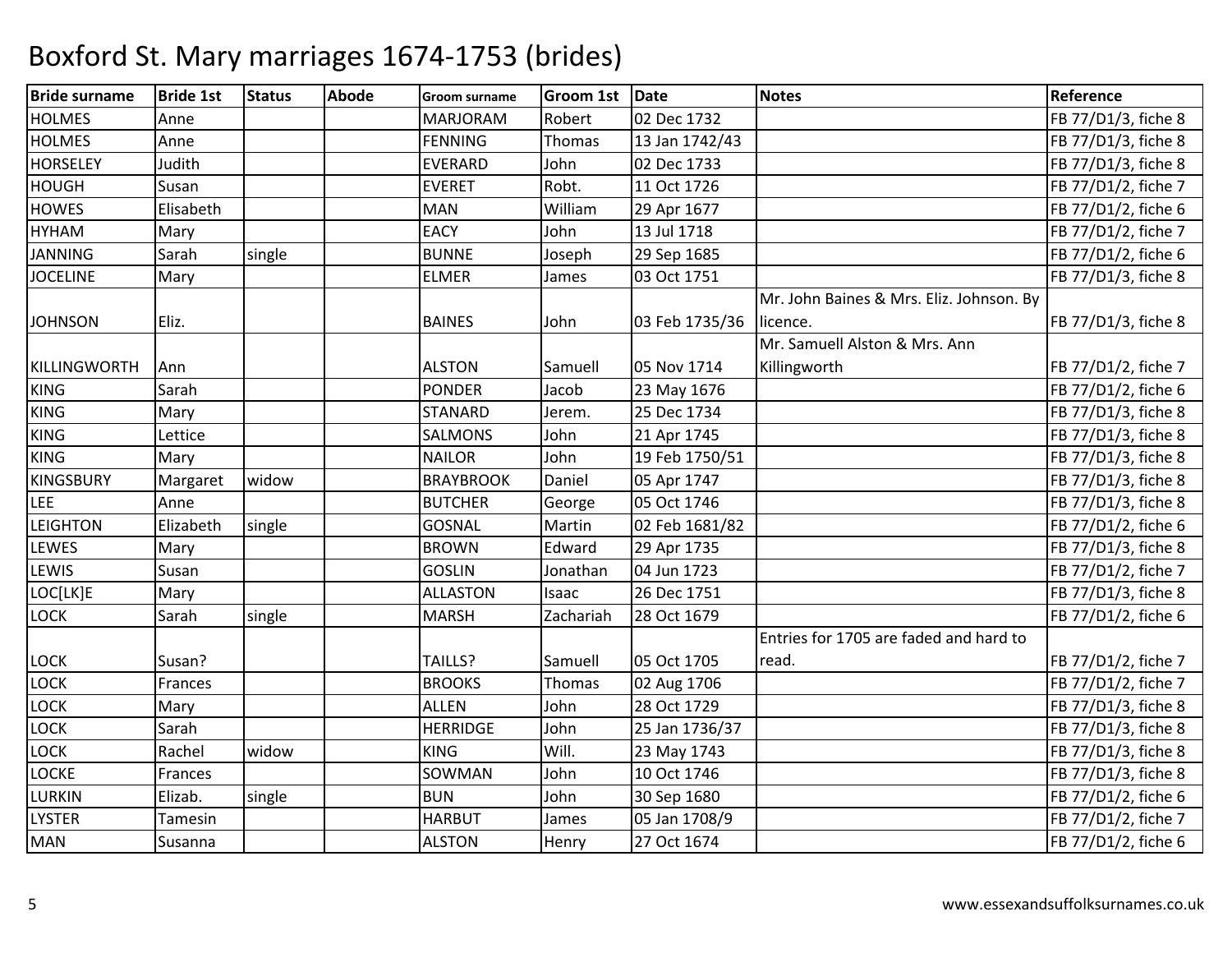# Boxford St. Mary marriages 1674-1753 (brides)

| Bride surname | Bride 1st | Status | Abode | Groom surname | Groom 1st | Date | Notes | Reference |
|---|---|---|---|---|---|---|---|---|
| HOLMES | Anne | | | MARJORAM | Robert | 02 Dec 1732 | | FB 77/D1/3, fiche 8 |
| HOLMES | Anne | | | FENNING | Thomas | 13 Jan 1742/43 | | FB 77/D1/3, fiche 8 |
| HORSELEY | Judith | | | EVERARD | John | 02 Dec 1733 | | FB 77/D1/3, fiche 8 |
| HOUGH | Susan | | | EVERET | Robt. | 11 Oct 1726 | | FB 77/D1/2, fiche 7 |
| HOWES | Elisabeth | | | MAN | William | 29 Apr 1677 | | FB 77/D1/2, fiche 6 |
| HYHAM | Mary | | | EACY | John | 13 Jul 1718 | | FB 77/D1/2, fiche 7 |
| JANNING | Sarah | single | | BUNNE | Joseph | 29 Sep 1685 | | FB 77/D1/2, fiche 6 |
| JOCELINE | Mary | | | ELMER | James | 03 Oct 1751 | | FB 77/D1/3, fiche 8 |
| JOHNSON | Eliz. | | | BAINES | John | 03 Feb 1735/36 | Mr. John Baines & Mrs. Eliz. Johnson. By licence. | FB 77/D1/3, fiche 8 |
| KILLINGWORTH | Ann | | | ALSTON | Samuell | 05 Nov 1714 | Mr. Samuell Alston & Mrs. Ann Killingworth | FB 77/D1/2, fiche 7 |
| KING | Sarah | | | PONDER | Jacob | 23 May 1676 | | FB 77/D1/2, fiche 6 |
| KING | Mary | | | STANARD | Jerem. | 25 Dec 1734 | | FB 77/D1/3, fiche 8 |
| KING | Lettice | | | SALMONS | John | 21 Apr 1745 | | FB 77/D1/3, fiche 8 |
| KING | Mary | | | NAILOR | John | 19 Feb 1750/51 | | FB 77/D1/3, fiche 8 |
| KINGSBURY | Margaret | widow | | BRAYBROOK | Daniel | 05 Apr 1747 | | FB 77/D1/3, fiche 8 |
| LEE | Anne | | | BUTCHER | George | 05 Oct 1746 | | FB 77/D1/3, fiche 8 |
| LEIGHTON | Elizabeth | single | | GOSNAL | Martin | 02 Feb 1681/82 | | FB 77/D1/2, fiche 6 |
| LEWES | Mary | | | BROWN | Edward | 29 Apr 1735 | | FB 77/D1/3, fiche 8 |
| LEWIS | Susan | | | GOSLIN | Jonathan | 04 Jun 1723 | | FB 77/D1/2, fiche 7 |
| LOC[LK]E | Mary | | | ALLASTON | Isaac | 26 Dec 1751 | | FB 77/D1/3, fiche 8 |
| LOCK | Sarah | single | | MARSH | Zachariah | 28 Oct 1679 | | FB 77/D1/2, fiche 6 |
| LOCK | Susan? | | | TAILLS? | Samuell | 05 Oct 1705 | Entries for 1705 are faded and hard to read. | FB 77/D1/2, fiche 7 |
| LOCK | Frances | | | BROOKS | Thomas | 02 Aug 1706 | | FB 77/D1/2, fiche 7 |
| LOCK | Mary | | | ALLEN | John | 28 Oct 1729 | | FB 77/D1/3, fiche 8 |
| LOCK | Sarah | | | HERRIDGE | John | 25 Jan 1736/37 | | FB 77/D1/3, fiche 8 |
| LOCK | Rachel | widow | | KING | Will. | 23 May 1743 | | FB 77/D1/3, fiche 8 |
| LOCKE | Frances | | | SOWMAN | John | 10 Oct 1746 | | FB 77/D1/3, fiche 8 |
| LURKIN | Elizab. | single | | BUN | John | 30 Sep 1680 | | FB 77/D1/2, fiche 6 |
| LYSTER | Tamesin | | | HARBUT | James | 05 Jan 1708/9 | | FB 77/D1/2, fiche 7 |
| MAN | Susanna | | | ALSTON | Henry | 27 Oct 1674 | | FB 77/D1/2, fiche 6 |

www.essexandsuffolksurnames.co.uk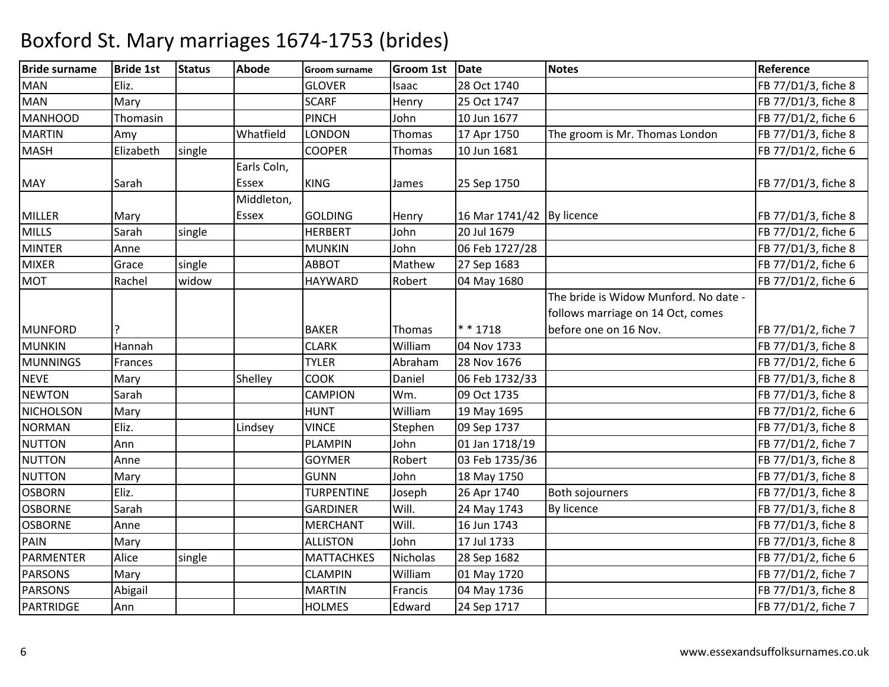# Boxford St. Mary marriages 1674-1753 (brides)

| Bride surname | Bride 1st | Status | Abode | Groom surname | Groom 1st | Date | Notes | Reference |
|---|---|---|---|---|---|---|---|---|
| MAN | Eliz. | | | GLOVER | Isaac | 28 Oct 1740 | | FB 77/D1/3, fiche 8 |
| MAN | Mary | | | SCARF | Henry | 25 Oct 1747 | | FB 77/D1/3, fiche 8 |
| MANHOOD | Thomasin | | | PINCH | John | 10 Jun 1677 | | FB 77/D1/2, fiche 6 |
| MARTIN | Amy | | Whatfield | LONDON | Thomas | 17 Apr 1750 | The groom is Mr. Thomas London | FB 77/D1/3, fiche 8 |
| MASH | Elizabeth | single | | COOPER | Thomas | 10 Jun 1681 | | FB 77/D1/2, fiche 6 |
| MAY | Sarah | | Earls Coln, Essex | KING | James | 25 Sep 1750 | | FB 77/D1/3, fiche 8 |
| MILLER | Mary | | Middleton, Essex | GOLDING | Henry | 16 Mar 1741/42 | By licence | FB 77/D1/3, fiche 8 |
| MILLS | Sarah | single | | HERBERT | John | 20 Jul 1679 | | FB 77/D1/2, fiche 6 |
| MINTER | Anne | | | MUNKIN | John | 06 Feb 1727/28 | | FB 77/D1/3, fiche 8 |
| MIXER | Grace | single | | ABBOT | Mathew | 27 Sep 1683 | | FB 77/D1/2, fiche 6 |
| MOT | Rachel | widow | | HAYWARD | Robert | 04 May 1680 | | FB 77/D1/2, fiche 6 |
| MUNFORD | ? | | | BAKER | Thomas | * * 1718 | The bride is Widow Munford. No date - follows marriage on 14 Oct, comes before one on 16 Nov. | FB 77/D1/2, fiche 7 |
| MUNKIN | Hannah | | | CLARK | William | 04 Nov 1733 | | FB 77/D1/3, fiche 8 |
| MUNNINGS | Frances | | | TYLER | Abraham | 28 Nov 1676 | | FB 77/D1/2, fiche 6 |
| NEVE | Mary | | Shelley | COOK | Daniel | 06 Feb 1732/33 | | FB 77/D1/3, fiche 8 |
| NEWTON | Sarah | | | CAMPION | Wm. | 09 Oct 1735 | | FB 77/D1/3, fiche 8 |
| NICHOLSON | Mary | | | HUNT | William | 19 May 1695 | | FB 77/D1/2, fiche 6 |
| NORMAN | Eliz. | | Lindsey | VINCE | Stephen | 09 Sep 1737 | | FB 77/D1/3, fiche 8 |
| NUTTON | Ann | | | PLAMPIN | John | 01 Jan 1718/19 | | FB 77/D1/2, fiche 7 |
| NUTTON | Anne | | | GOYMER | Robert | 03 Feb 1735/36 | | FB 77/D1/3, fiche 8 |
| NUTTON | Mary | | | GUNN | John | 18 May 1750 | | FB 77/D1/3, fiche 8 |
| OSBORN | Eliz. | | | TURPENTINE | Joseph | 26 Apr 1740 | Both sojourners | FB 77/D1/3, fiche 8 |
| OSBORNE | Sarah | | | GARDINER | Will. | 24 May 1743 | By licence | FB 77/D1/3, fiche 8 |
| OSBORNE | Anne | | | MERCHANT | Will. | 16 Jun 1743 | | FB 77/D1/3, fiche 8 |
| PAIN | Mary | | | ALLISTON | John | 17 Jul 1733 | | FB 77/D1/3, fiche 8 |
| PARMENTER | Alice | single | | MATTACHKES | Nicholas | 28 Sep 1682 | | FB 77/D1/2, fiche 6 |
| PARSONS | Mary | | | CLAMPIN | William | 01 May 1720 | | FB 77/D1/2, fiche 7 |
| PARSONS | Abigail | | | MARTIN | Francis | 04 May 1736 | | FB 77/D1/3, fiche 8 |
| PARTRIDGE | Ann | | | HOLMES | Edward | 24 Sep 1717 | | FB 77/D1/2, fiche 7 |

www.essexandsuffolksurnames.co.uk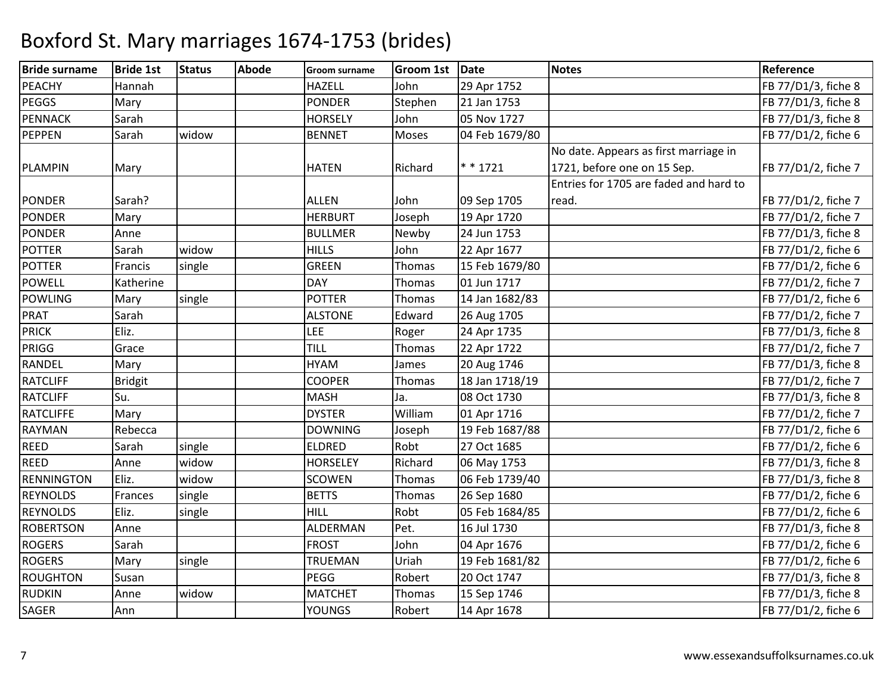# Boxford St. Mary marriages 1674-1753 (brides)

| Bride surname | Bride 1st | Status | Abode | Groom surname | Groom 1st | Date | Notes | Reference |
|---|---|---|---|---|---|---|---|---|
| PEACHY | Hannah | | | HAZELL | John | 29 Apr 1752 | | FB 77/D1/3, fiche 8 |
| PEGGS | Mary | | | PONDER | Stephen | 21 Jan 1753 | | FB 77/D1/3, fiche 8 |
| PENNACK | Sarah | | | HORSELY | John | 05 Nov 1727 | | FB 77/D1/3, fiche 8 |
| PEPPEN | Sarah | widow | | BENNET | Moses | 04 Feb 1679/80 | | FB 77/D1/2, fiche 6 |
| PLAMPIN | Mary | | | HATEN | Richard | * * 1721 | No date. Appears as first marriage in 1721, before one on 15 Sep. | FB 77/D1/2, fiche 7 |
| PONDER | Sarah? | | | ALLEN | John | 09 Sep 1705 | Entries for 1705 are faded and hard to read. | FB 77/D1/2, fiche 7 |
| PONDER | Mary | | | HERBURT | Joseph | 19 Apr 1720 | | FB 77/D1/2, fiche 7 |
| PONDER | Anne | | | BULLMER | Newby | 24 Jun 1753 | | FB 77/D1/3, fiche 8 |
| POTTER | Sarah | widow | | HILLS | John | 22 Apr 1677 | | FB 77/D1/2, fiche 6 |
| POTTER | Francis | single | | GREEN | Thomas | 15 Feb 1679/80 | | FB 77/D1/2, fiche 6 |
| POWELL | Katherine | | | DAY | Thomas | 01 Jun 1717 | | FB 77/D1/2, fiche 7 |
| POWLING | Mary | single | | POTTER | Thomas | 14 Jan 1682/83 | | FB 77/D1/2, fiche 6 |
| PRAT | Sarah | | | ALSTONE | Edward | 26 Aug 1705 | | FB 77/D1/2, fiche 7 |
| PRICK | Eliz. | | | LEE | Roger | 24 Apr 1735 | | FB 77/D1/3, fiche 8 |
| PRIGG | Grace | | | TILL | Thomas | 22 Apr 1722 | | FB 77/D1/2, fiche 7 |
| RANDEL | Mary | | | HYAM | James | 20 Aug 1746 | | FB 77/D1/3, fiche 8 |
| RATCLIFF | Bridgit | | | COOPER | Thomas | 18 Jan 1718/19 | | FB 77/D1/2, fiche 7 |
| RATCLIFF | Su. | | | MASH | Ja. | 08 Oct 1730 | | FB 77/D1/3, fiche 8 |
| RATCLIFFE | Mary | | | DYSTER | William | 01 Apr 1716 | | FB 77/D1/2, fiche 7 |
| RAYMAN | Rebecca | | | DOWNING | Joseph | 19 Feb 1687/88 | | FB 77/D1/2, fiche 6 |
| REED | Sarah | single | | ELDRED | Robt | 27 Oct 1685 | | FB 77/D1/2, fiche 6 |
| REED | Anne | widow | | HORSELEY | Richard | 06 May 1753 | | FB 77/D1/3, fiche 8 |
| RENNINGTON | Eliz. | widow | | SCOWEN | Thomas | 06 Feb 1739/40 | | FB 77/D1/3, fiche 8 |
| REYNOLDS | Frances | single | | BETTS | Thomas | 26 Sep 1680 | | FB 77/D1/2, fiche 6 |
| REYNOLDS | Eliz. | single | | HILL | Robt | 05 Feb 1684/85 | | FB 77/D1/2, fiche 6 |
| ROBERTSON | Anne | | | ALDERMAN | Pet. | 16 Jul 1730 | | FB 77/D1/3, fiche 8 |
| ROGERS | Sarah | | | FROST | John | 04 Apr 1676 | | FB 77/D1/2, fiche 6 |
| ROGERS | Mary | single | | TRUEMAN | Uriah | 19 Feb 1681/82 | | FB 77/D1/2, fiche 6 |
| ROUGHTON | Susan | | | PEGG | Robert | 20 Oct 1747 | | FB 77/D1/3, fiche 8 |
| RUDKIN | Anne | widow | | MATCHET | Thomas | 15 Sep 1746 | | FB 77/D1/3, fiche 8 |
| SAGER | Ann | | | YOUNGS | Robert | 14 Apr 1678 | | FB 77/D1/2, fiche 6 |

www.essexandsuffolksurnames.co.uk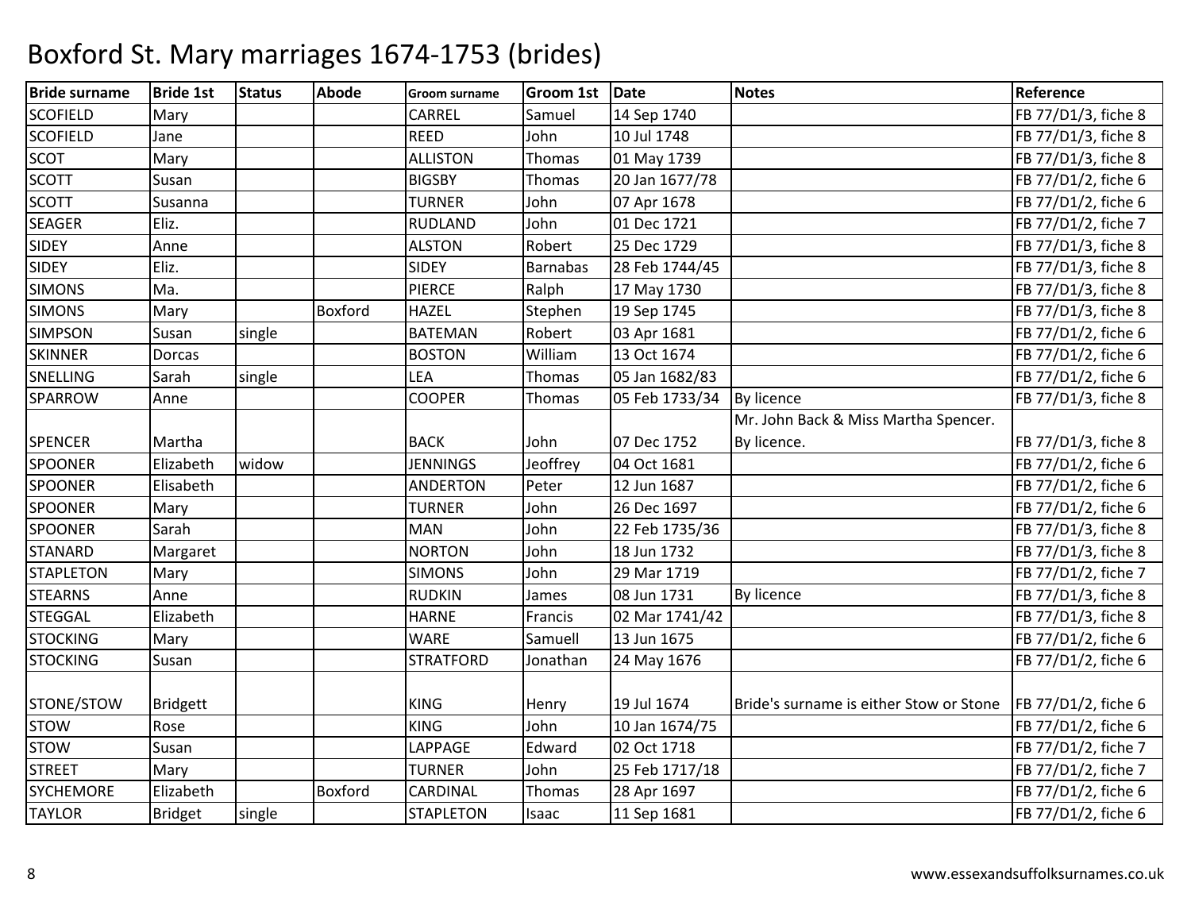# Boxford St. Mary marriages 1674-1753 (brides)

| Bride surname | Bride 1st | Status | Abode | Groom surname | Groom 1st | Date | Notes | Reference |
|---|---|---|---|---|---|---|---|---|
| SCOFIELD | Mary | | | CARREL | Samuel | 14 Sep 1740 | | FB 77/D1/3, fiche 8 |
| SCOFIELD | Jane | | | REED | John | 10 Jul 1748 | | FB 77/D1/3, fiche 8 |
| SCOT | Mary | | | ALLISTON | Thomas | 01 May 1739 | | FB 77/D1/3, fiche 8 |
| SCOTT | Susan | | | BIGSBY | Thomas | 20 Jan 1677/78 | | FB 77/D1/2, fiche 6 |
| SCOTT | Susanna | | | TURNER | John | 07 Apr 1678 | | FB 77/D1/2, fiche 6 |
| SEAGER | Eliz. | | | RUDLAND | John | 01 Dec 1721 | | FB 77/D1/2, fiche 7 |
| SIDEY | Anne | | | ALSTON | Robert | 25 Dec 1729 | | FB 77/D1/3, fiche 8 |
| SIDEY | Eliz. | | | SIDEY | Barnabas | 28 Feb 1744/45 | | FB 77/D1/3, fiche 8 |
| SIMONS | Ma. | | | PIERCE | Ralph | 17 May 1730 | | FB 77/D1/3, fiche 8 |
| SIMONS | Mary | | Boxford | HAZEL | Stephen | 19 Sep 1745 | | FB 77/D1/3, fiche 8 |
| SIMPSON | Susan | single | | BATEMAN | Robert | 03 Apr 1681 | | FB 77/D1/2, fiche 6 |
| SKINNER | Dorcas | | | BOSTON | William | 13 Oct 1674 | | FB 77/D1/2, fiche 6 |
| SNELLING | Sarah | single | | LEA | Thomas | 05 Jan 1682/83 | | FB 77/D1/2, fiche 6 |
| SPARROW | Anne | | | COOPER | Thomas | 05 Feb 1733/34 | By licence | FB 77/D1/3, fiche 8 |
| SPENCER | Martha | | | BACK | John | 07 Dec 1752 | Mr. John Back & Miss Martha Spencer. By licence. | FB 77/D1/3, fiche 8 |
| SPOONER | Elizabeth | widow | | JENNINGS | Jeoffrey | 04 Oct 1681 | | FB 77/D1/2, fiche 6 |
| SPOONER | Elisabeth | | | ANDERTON | Peter | 12 Jun 1687 | | FB 77/D1/2, fiche 6 |
| SPOONER | Mary | | | TURNER | John | 26 Dec 1697 | | FB 77/D1/2, fiche 6 |
| SPOONER | Sarah | | | MAN | John | 22 Feb 1735/36 | | FB 77/D1/3, fiche 8 |
| STANARD | Margaret | | | NORTON | John | 18 Jun 1732 | | FB 77/D1/3, fiche 8 |
| STAPLETON | Mary | | | SIMONS | John | 29 Mar 1719 | | FB 77/D1/2, fiche 7 |
| STEARNS | Anne | | | RUDKIN | James | 08 Jun 1731 | By licence | FB 77/D1/3, fiche 8 |
| STEGGAL | Elizabeth | | | HARNE | Francis | 02 Mar 1741/42 | | FB 77/D1/3, fiche 8 |
| STOCKING | Mary | | | WARE | Samuell | 13 Jun 1675 | | FB 77/D1/2, fiche 6 |
| STOCKING | Susan | | | STRATFORD | Jonathan | 24 May 1676 | | FB 77/D1/2, fiche 6 |
| STONE/STOW | Bridgett | | | KING | Henry | 19 Jul 1674 | Bride's surname is either Stow or Stone | FB 77/D1/2, fiche 6 |
| STOW | Rose | | | KING | John | 10 Jan 1674/75 | | FB 77/D1/2, fiche 6 |
| STOW | Susan | | | LAPPAGE | Edward | 02 Oct 1718 | | FB 77/D1/2, fiche 7 |
| STREET | Mary | | | TURNER | John | 25 Feb 1717/18 | | FB 77/D1/2, fiche 7 |
| SYCHEMORE | Elizabeth | | Boxford | CARDINAL | Thomas | 28 Apr 1697 | | FB 77/D1/2, fiche 6 |
| TAYLOR | Bridget | single | | STAPLETON | Isaac | 11 Sep 1681 | | FB 77/D1/2, fiche 6 |

www.essexandsuffolksurnames.co.uk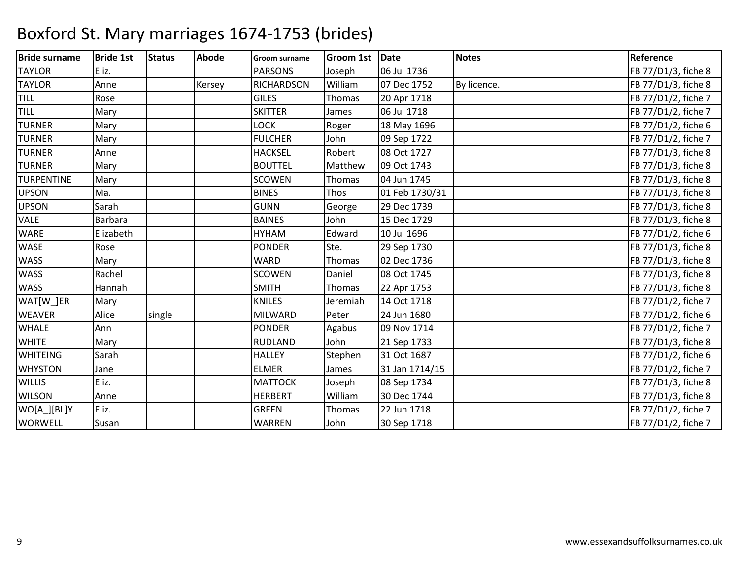# Boxford St. Mary marriages 1674-1753 (brides)

| Bride surname | Bride 1st | Status | Abode | Groom surname | Groom 1st | Date | Notes | Reference |
|---|---|---|---|---|---|---|---|---|
| TAYLOR | Eliz. | | | PARSONS | Joseph | 06 Jul 1736 | | FB 77/D1/3, fiche 8 |
| TAYLOR | Anne | | Kersey | RICHARDSON | William | 07 Dec 1752 | By licence. | FB 77/D1/3, fiche 8 |
| TILL | Rose | | | GILES | Thomas | 20 Apr 1718 | | FB 77/D1/2, fiche 7 |
| TILL | Mary | | | SKITTER | James | 06 Jul 1718 | | FB 77/D1/2, fiche 7 |
| TURNER | Mary | | | LOCK | Roger | 18 May 1696 | | FB 77/D1/2, fiche 6 |
| TURNER | Mary | | | FULCHER | John | 09 Sep 1722 | | FB 77/D1/2, fiche 7 |
| TURNER | Anne | | | HACKSEL | Robert | 08 Oct 1727 | | FB 77/D1/3, fiche 8 |
| TURNER | Mary | | | BOUTTEL | Matthew | 09 Oct 1743 | | FB 77/D1/3, fiche 8 |
| TURPENTINE | Mary | | | SCOWEN | Thomas | 04 Jun 1745 | | FB 77/D1/3, fiche 8 |
| UPSON | Ma. | | | BINES | Thos | 01 Feb 1730/31 | | FB 77/D1/3, fiche 8 |
| UPSON | Sarah | | | GUNN | George | 29 Dec 1739 | | FB 77/D1/3, fiche 8 |
| VALE | Barbara | | | BAINES | John | 15 Dec 1729 | | FB 77/D1/3, fiche 8 |
| WARE | Elizabeth | | | HYHAM | Edward | 10 Jul 1696 | | FB 77/D1/2, fiche 6 |
| WASE | Rose | | | PONDER | Ste. | 29 Sep 1730 | | FB 77/D1/3, fiche 8 |
| WASS | Mary | | | WARD | Thomas | 02 Dec 1736 | | FB 77/D1/3, fiche 8 |
| WASS | Rachel | | | SCOWEN | Daniel | 08 Oct 1745 | | FB 77/D1/3, fiche 8 |
| WASS | Hannah | | | SMITH | Thomas | 22 Apr 1753 | | FB 77/D1/3, fiche 8 |
| WAT[W_]ER | Mary | | | KNILES | Jeremiah | 14 Oct 1718 | | FB 77/D1/2, fiche 7 |
| WEAVER | Alice | single | | MILWARD | Peter | 24 Jun 1680 | | FB 77/D1/2, fiche 6 |
| WHALE | Ann | | | PONDER | Agabus | 09 Nov 1714 | | FB 77/D1/2, fiche 7 |
| WHITE | Mary | | | RUDLAND | John | 21 Sep 1733 | | FB 77/D1/3, fiche 8 |
| WHITEING | Sarah | | | HALLEY | Stephen | 31 Oct 1687 | | FB 77/D1/2, fiche 6 |
| WHYSTON | Jane | | | ELMER | James | 31 Jan 1714/15 | | FB 77/D1/2, fiche 7 |
| WILLIS | Eliz. | | | MATTOCK | Joseph | 08 Sep 1734 | | FB 77/D1/3, fiche 8 |
| WILSON | Anne | | | HERBERT | William | 30 Dec 1744 | | FB 77/D1/3, fiche 8 |
| WO[A_][BL]Y | Eliz. | | | GREEN | Thomas | 22 Jun 1718 | | FB 77/D1/2, fiche 7 |
| WORWELL | Susan | | | WARREN | John | 30 Sep 1718 | | FB 77/D1/2, fiche 7 |

www.essexandsuffolksurnames.co.uk